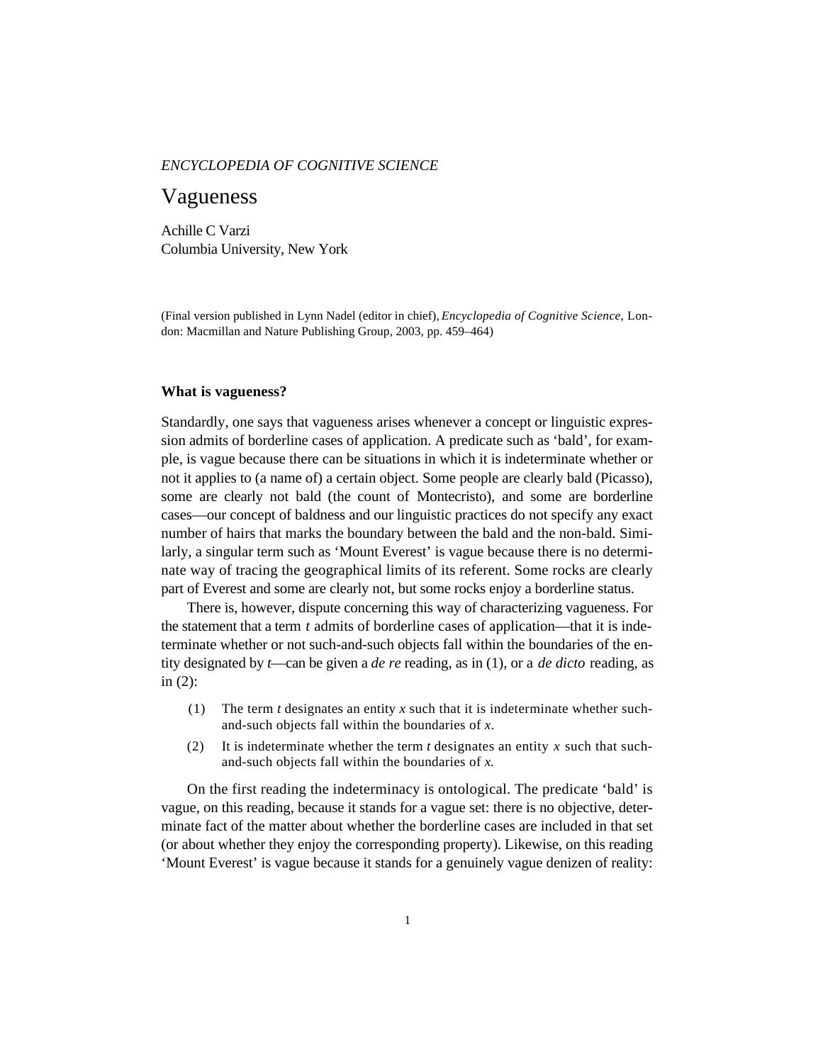*ENCYCLOPEDIA OF COGNITIVE SCIENCE*

# Vagueness

Achille C Varzi
Columbia University, New York

(Final version published in Lynn Nadel (editor in chief), *Encyclopedia of Cognitive Science*, London: Macmillan and Nature Publishing Group, 2003, pp. 459–464)

## What is vagueness?

Standardly, one says that vagueness arises whenever a concept or linguistic expression admits of borderline cases of application. A predicate such as 'bald', for example, is vague because there can be situations in which it is indeterminate whether or not it applies to (a name of) a certain object. Some people are clearly bald (Picasso), some are clearly not bald (the count of Montecristo), and some are borderline cases—our concept of baldness and our linguistic practices do not specify any exact number of hairs that marks the boundary between the bald and the non-bald. Similarly, a singular term such as 'Mount Everest' is vague because there is no determinate way of tracing the geographical limits of its referent. Some rocks are clearly part of Everest and some are clearly not, but some rocks enjoy a borderline status.

There is, however, dispute concerning this way of characterizing vagueness. For the statement that a term *t* admits of borderline cases of application—that it is indeterminate whether or not such-and-such objects fall within the boundaries of the entity designated by *t*—can be given a *de re* reading, as in (1), or a *de dicto* reading, as in (2):

(1) The term *t* designates an entity *x* such that it is indeterminate whether such-and-such objects fall within the boundaries of *x*.

(2) It is indeterminate whether the term *t* designates an entity *x* such that such-and-such objects fall within the boundaries of *x*.

On the first reading the indeterminacy is ontological. The predicate 'bald' is vague, on this reading, because it stands for a vague set: there is no objective, determinate fact of the matter about whether the borderline cases are included in that set (or about whether they enjoy the corresponding property). Likewise, on this reading 'Mount Everest' is vague because it stands for a genuinely vague denizen of reality: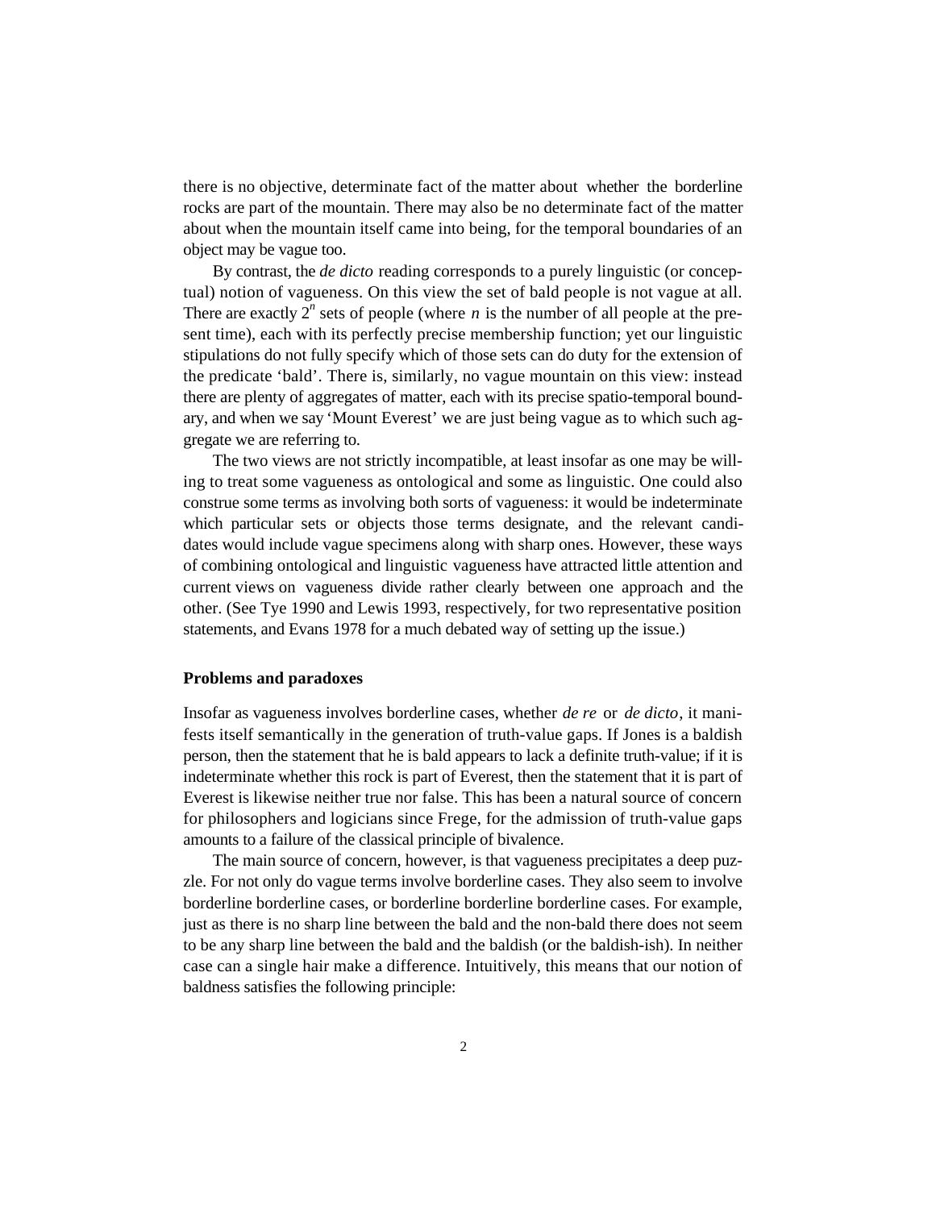there is no objective, determinate fact of the matter about whether the borderline rocks are part of the mountain. There may also be no determinate fact of the matter about when the mountain itself came into being, for the temporal boundaries of an object may be vague too.

By contrast, the *de dicto* reading corresponds to a purely linguistic (or conceptual) notion of vagueness. On this view the set of bald people is not vague at all. There are exactly $2^n$ sets of people (where $n$ is the number of all people at the present time), each with its perfectly precise membership function; yet our linguistic stipulations do not fully specify which of those sets can do duty for the extension of the predicate 'bald'. There is, similarly, no vague mountain on this view: instead there are plenty of aggregates of matter, each with its precise spatio-temporal boundary, and when we say 'Mount Everest' we are just being vague as to which such aggregate we are referring to.

The two views are not strictly incompatible, at least insofar as one may be willing to treat some vagueness as ontological and some as linguistic. One could also construe some terms as involving both sorts of vagueness: it would be indeterminate which particular sets or objects those terms designate, and the relevant candidates would include vague specimens along with sharp ones. However, these ways of combining ontological and linguistic vagueness have attracted little attention and current views on vagueness divide rather clearly between one approach and the other. (See Tye 1990 and Lewis 1993, respectively, for two representative position statements, and Evans 1978 for a much debated way of setting up the issue.)

## Problems and paradoxes

Insofar as vagueness involves borderline cases, whether *de re* or *de dicto*, it manifests itself semantically in the generation of truth-value gaps. If Jones is a baldish person, then the statement that he is bald appears to lack a definite truth-value; if it is indeterminate whether this rock is part of Everest, then the statement that it is part of Everest is likewise neither true nor false. This has been a natural source of concern for philosophers and logicians since Frege, for the admission of truth-value gaps amounts to a failure of the classical principle of bivalence.

The main source of concern, however, is that vagueness precipitates a deep puzzle. For not only do vague terms involve borderline cases. They also seem to involve borderline borderline cases, or borderline borderline borderline cases. For example, just as there is no sharp line between the bald and the non-bald there does not seem to be any sharp line between the bald and the baldish (or the baldish-ish). In neither case can a single hair make a difference. Intuitively, this means that our notion of baldness satisfies the following principle: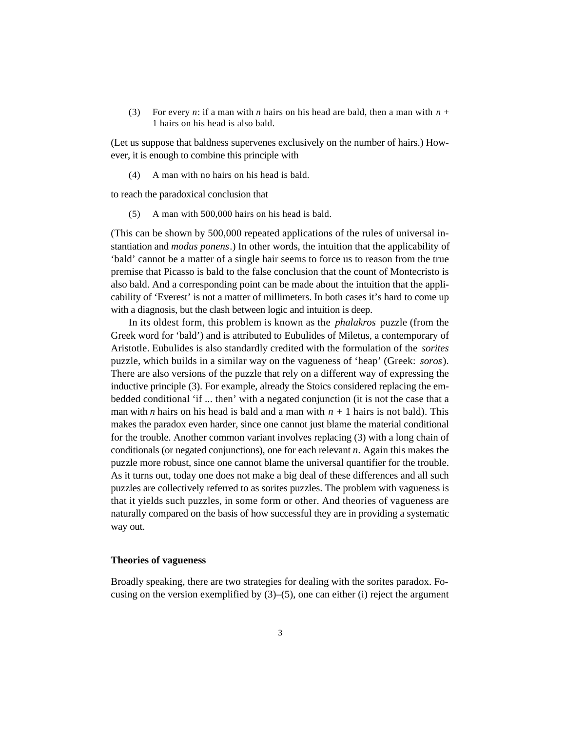(3) For every $n$: if a man with $n$ hairs on his head are bald, then a man with $n$ + 1 hairs on his head is also bald.

(Let us suppose that baldness supervenes exclusively on the number of hairs.) However, it is enough to combine this principle with

(4) A man with no hairs on his head is bald.

to reach the paradoxical conclusion that

(5) A man with 500,000 hairs on his head is bald.

(This can be shown by 500,000 repeated applications of the rules of universal instantiation and *modus ponens*.) In other words, the intuition that the applicability of 'bald' cannot be a matter of a single hair seems to force us to reason from the true premise that Picasso is bald to the false conclusion that the count of Montecristo is also bald. And a corresponding point can be made about the intuition that the applicability of 'Everest' is not a matter of millimeters. In both cases it's hard to come up with a diagnosis, but the clash between logic and intuition is deep.

In its oldest form, this problem is known as the *phalakros* puzzle (from the Greek word for 'bald') and is attributed to Eubulides of Miletus, a contemporary of Aristotle. Eubulides is also standardly credited with the formulation of the *sorites* puzzle, which builds in a similar way on the vagueness of 'heap' (Greek: *soros*). There are also versions of the puzzle that rely on a different way of expressing the inductive principle (3). For example, already the Stoics considered replacing the embedded conditional 'if ... then' with a negated conjunction (it is not the case that a man with $n$ hairs on his head is bald and a man with $n$ + 1 hairs is not bald). This makes the paradox even harder, since one cannot just blame the material conditional for the trouble. Another common variant involves replacing (3) with a long chain of conditionals (or negated conjunctions), one for each relevant $n$. Again this makes the puzzle more robust, since one cannot blame the universal quantifier for the trouble. As it turns out, today one does not make a big deal of these differences and all such puzzles are collectively referred to as sorites puzzles. The problem with vagueness is that it yields such puzzles, in some form or other. And theories of vagueness are naturally compared on the basis of how successful they are in providing a systematic way out.

**Theories of vagueness**

Broadly speaking, there are two strategies for dealing with the sorites paradox. Focusing on the version exemplified by (3)–(5), one can either (i) reject the argument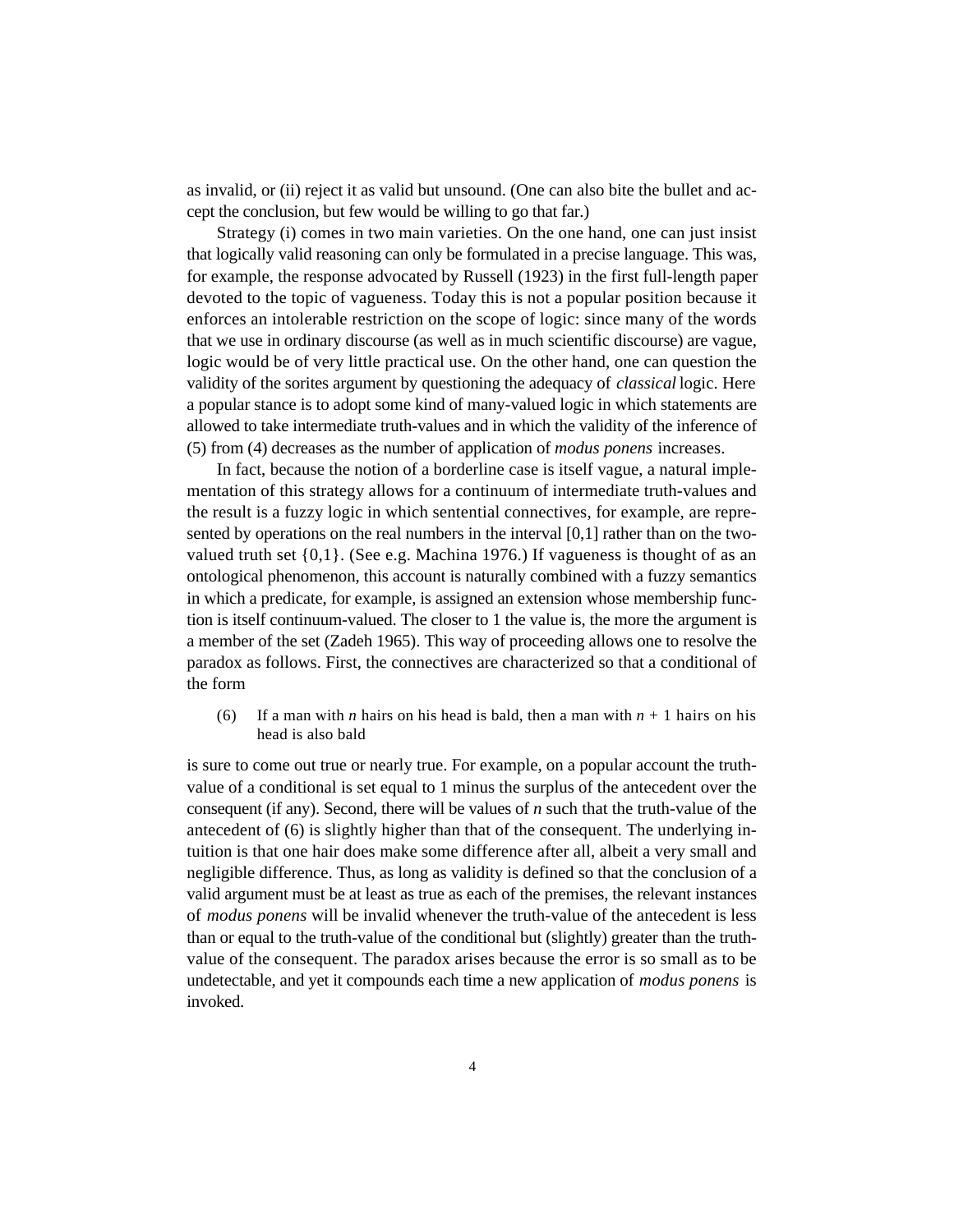as invalid, or (ii) reject it as valid but unsound. (One can also bite the bullet and accept the conclusion, but few would be willing to go that far.)

Strategy (i) comes in two main varieties. On the one hand, one can just insist that logically valid reasoning can only be formulated in a precise language. This was, for example, the response advocated by Russell (1923) in the first full-length paper devoted to the topic of vagueness. Today this is not a popular position because it enforces an intolerable restriction on the scope of logic: since many of the words that we use in ordinary discourse (as well as in much scientific discourse) are vague, logic would be of very little practical use. On the other hand, one can question the validity of the sorites argument by questioning the adequacy of *classical* logic. Here a popular stance is to adopt some kind of many-valued logic in which statements are allowed to take intermediate truth-values and in which the validity of the inference of (5) from (4) decreases as the number of application of *modus ponens* increases.

In fact, because the notion of a borderline case is itself vague, a natural implementation of this strategy allows for a continuum of intermediate truth-values and the result is a fuzzy logic in which sentential connectives, for example, are represented by operations on the real numbers in the interval [0,1] rather than on the two-valued truth set {0,1}. (See e.g. Machina 1976.) If vagueness is thought of as an ontological phenomenon, this account is naturally combined with a fuzzy semantics in which a predicate, for example, is assigned an extension whose membership function is itself continuum-valued. The closer to 1 the value is, the more the argument is a member of the set (Zadeh 1965). This way of proceeding allows one to resolve the paradox as follows. First, the connectives are characterized so that a conditional of the form

(6) If a man with $n$ hairs on his head is bald, then a man with $n + 1$ hairs on his head is also bald

is sure to come out true or nearly true. For example, on a popular account the truth-value of a conditional is set equal to 1 minus the surplus of the antecedent over the consequent (if any). Second, there will be values of $n$ such that the truth-value of the antecedent of (6) is slightly higher than that of the consequent. The underlying intuition is that one hair does make some difference after all, albeit a very small and negligible difference. Thus, as long as validity is defined so that the conclusion of a valid argument must be at least as true as each of the premises, the relevant instances of *modus ponens* will be invalid whenever the truth-value of the antecedent is less than or equal to the truth-value of the conditional but (slightly) greater than the truth-value of the consequent. The paradox arises because the error is so small as to be undetectable, and yet it compounds each time a new application of *modus ponens* is invoked.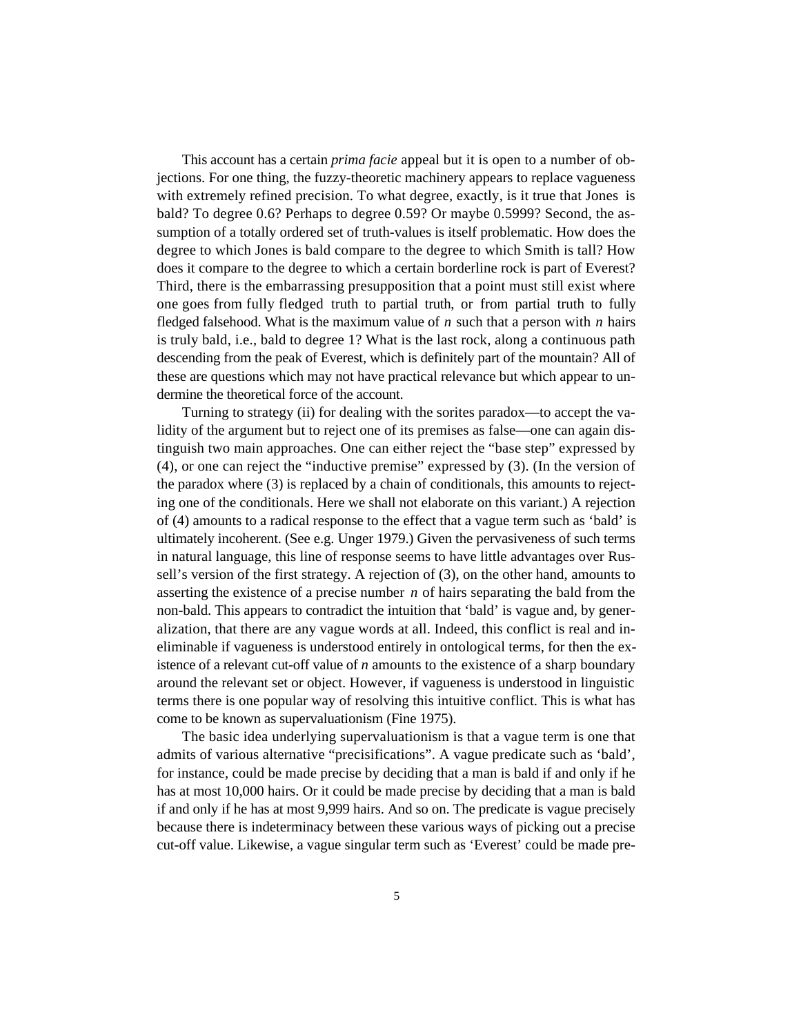This account has a certain *prima facie* appeal but it is open to a number of objections. For one thing, the fuzzy-theoretic machinery appears to replace vagueness with extremely refined precision. To what degree, exactly, is it true that Jones is bald? To degree 0.6? Perhaps to degree 0.59? Or maybe 0.5999? Second, the assumption of a totally ordered set of truth-values is itself problematic. How does the degree to which Jones is bald compare to the degree to which Smith is tall? How does it compare to the degree to which a certain borderline rock is part of Everest? Third, there is the embarrassing presupposition that a point must still exist where one goes from fully fledged truth to partial truth, or from partial truth to fully fledged falsehood. What is the maximum value of $n$ such that a person with $n$ hairs is truly bald, i.e., bald to degree 1? What is the last rock, along a continuous path descending from the peak of Everest, which is definitely part of the mountain? All of these are questions which may not have practical relevance but which appear to undermine the theoretical force of the account.

Turning to strategy (ii) for dealing with the sorites paradox—to accept the validity of the argument but to reject one of its premises as false—one can again distinguish two main approaches. One can either reject the "base step" expressed by (4), or one can reject the "inductive premise" expressed by (3). (In the version of the paradox where (3) is replaced by a chain of conditionals, this amounts to rejecting one of the conditionals. Here we shall not elaborate on this variant.) A rejection of (4) amounts to a radical response to the effect that a vague term such as 'bald' is ultimately incoherent. (See e.g. Unger 1979.) Given the pervasiveness of such terms in natural language, this line of response seems to have little advantages over Russell's version of the first strategy. A rejection of (3), on the other hand, amounts to asserting the existence of a precise number $n$ of hairs separating the bald from the non-bald. This appears to contradict the intuition that 'bald' is vague and, by generalization, that there are any vague words at all. Indeed, this conflict is real and ineliminable if vagueness is understood entirely in ontological terms, for then the existence of a relevant cut-off value of $n$ amounts to the existence of a sharp boundary around the relevant set or object. However, if vagueness is understood in linguistic terms there is one popular way of resolving this intuitive conflict. This is what has come to be known as supervaluationism (Fine 1975).

The basic idea underlying supervaluationism is that a vague term is one that admits of various alternative "precisifications". A vague predicate such as 'bald', for instance, could be made precise by deciding that a man is bald if and only if he has at most 10,000 hairs. Or it could be made precise by deciding that a man is bald if and only if he has at most 9,999 hairs. And so on. The predicate is vague precisely because there is indeterminacy between these various ways of picking out a precise cut-off value. Likewise, a vague singular term such as 'Everest' could be made pre-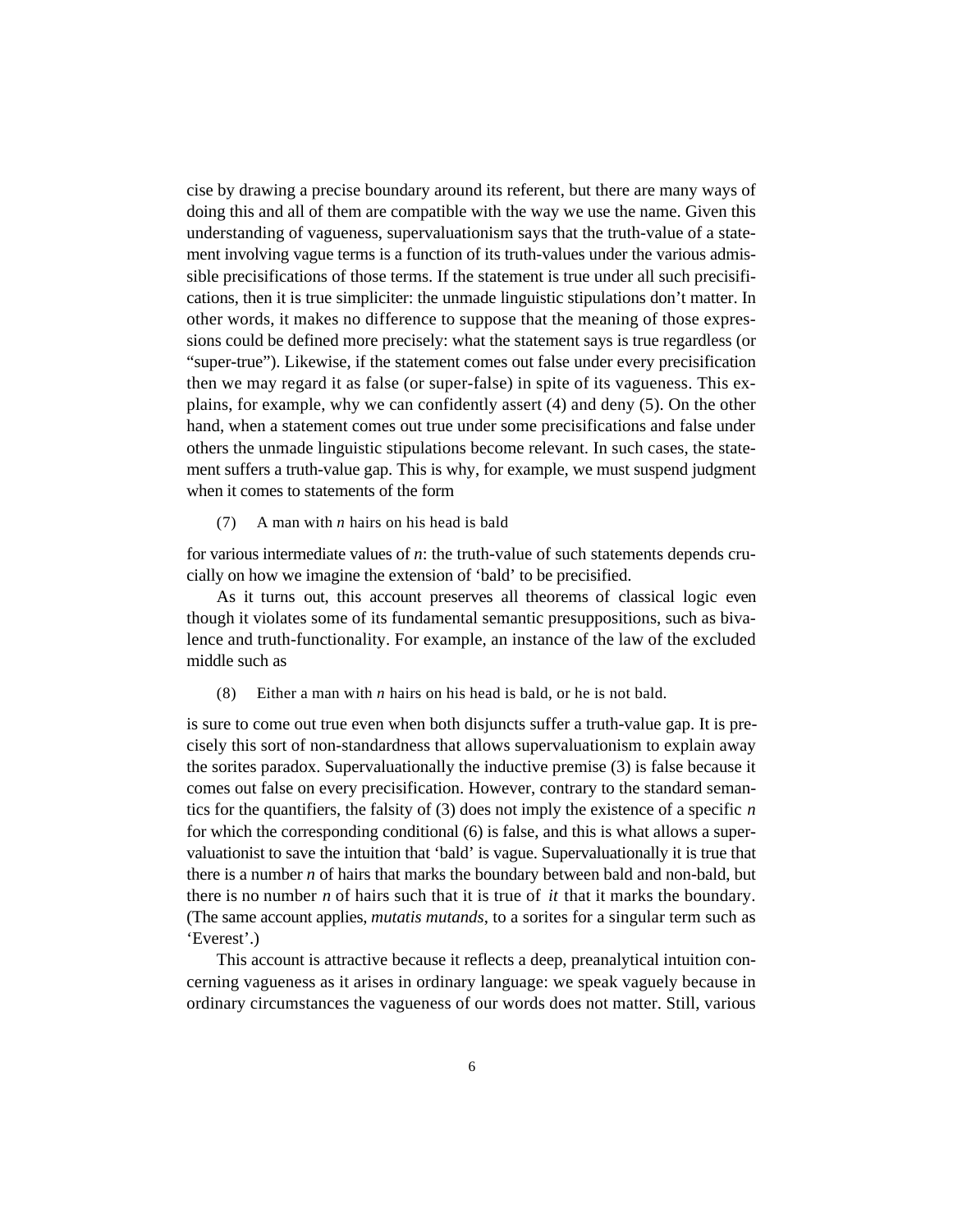cise by drawing a precise boundary around its referent, but there are many ways of doing this and all of them are compatible with the way we use the name. Given this understanding of vagueness, supervaluationism says that the truth-value of a statement involving vague terms is a function of its truth-values under the various admissible precisifications of those terms. If the statement is true under all such precisifications, then it is true simpliciter: the unmade linguistic stipulations don't matter. In other words, it makes no difference to suppose that the meaning of those expressions could be defined more precisely: what the statement says is true regardless (or "super-true"). Likewise, if the statement comes out false under every precisification then we may regard it as false (or super-false) in spite of its vagueness. This explains, for example, why we can confidently assert (4) and deny (5). On the other hand, when a statement comes out true under some precisifications and false under others the unmade linguistic stipulations become relevant. In such cases, the statement suffers a truth-value gap. This is why, for example, we must suspend judgment when it comes to statements of the form

(7) A man with *n* hairs on his head is bald

for various intermediate values of *n*: the truth-value of such statements depends crucially on how we imagine the extension of 'bald' to be precisified.

As it turns out, this account preserves all theorems of classical logic even though it violates some of its fundamental semantic presuppositions, such as bivalence and truth-functionality. For example, an instance of the law of the excluded middle such as

(8) Either a man with *n* hairs on his head is bald, or he is not bald.

is sure to come out true even when both disjuncts suffer a truth-value gap. It is precisely this sort of non-standardness that allows supervaluationism to explain away the sorites paradox. Supervaluationally the inductive premise (3) is false because it comes out false on every precisification. However, contrary to the standard semantics for the quantifiers, the falsity of (3) does not imply the existence of a specific *n* for which the corresponding conditional (6) is false, and this is what allows a supervaluationist to save the intuition that 'bald' is vague. Supervaluationally it is true that there is a number *n* of hairs that marks the boundary between bald and non-bald, but there is no number *n* of hairs such that it is true of *it* that it marks the boundary. (The same account applies, *mutatis mutandis*, to a sorites for a singular term such as 'Everest'.)

This account is attractive because it reflects a deep, preanalytical intuition concerning vagueness as it arises in ordinary language: we speak vaguely because in ordinary circumstances the vagueness of our words does not matter. Still, various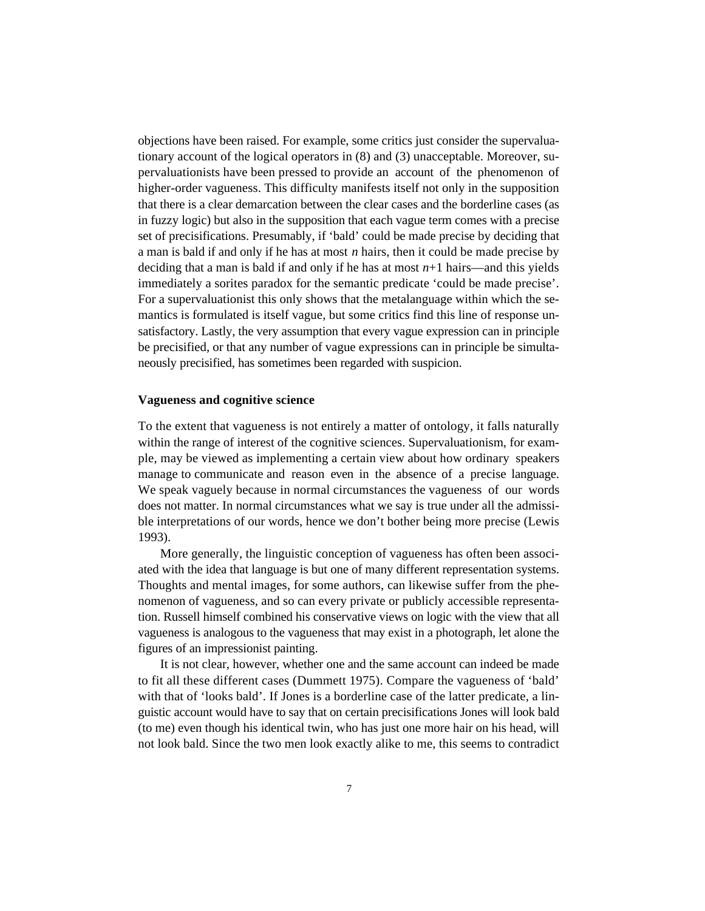objections have been raised. For example, some critics just consider the supervaluationary account of the logical operators in (8) and (3) unacceptable. Moreover, supervaluationists have been pressed to provide an account of the phenomenon of higher-order vagueness. This difficulty manifests itself not only in the supposition that there is a clear demarcation between the clear cases and the borderline cases (as in fuzzy logic) but also in the supposition that each vague term comes with a precise set of precisifications. Presumably, if 'bald' could be made precise by deciding that a man is bald if and only if he has at most $n$ hairs, then it could be made precise by deciding that a man is bald if and only if he has at most $n$+1 hairs—and this yields immediately a sorites paradox for the semantic predicate 'could be made precise'. For a supervaluationist this only shows that the metalanguage within which the semantics is formulated is itself vague, but some critics find this line of response unsatisfactory. Lastly, the very assumption that every vague expression can in principle be precisified, or that any number of vague expressions can in principle be simultaneously precisified, has sometimes been regarded with suspicion.

### Vagueness and cognitive science

To the extent that vagueness is not entirely a matter of ontology, it falls naturally within the range of interest of the cognitive sciences. Supervaluationism, for example, may be viewed as implementing a certain view about how ordinary speakers manage to communicate and reason even in the absence of a precise language. We speak vaguely because in normal circumstances the vagueness of our words does not matter. In normal circumstances what we say is true under all the admissible interpretations of our words, hence we don't bother being more precise (Lewis 1993).

More generally, the linguistic conception of vagueness has often been associated with the idea that language is but one of many different representation systems. Thoughts and mental images, for some authors, can likewise suffer from the phenomenon of vagueness, and so can every private or publicly accessible representation. Russell himself combined his conservative views on logic with the view that all vagueness is analogous to the vagueness that may exist in a photograph, let alone the figures of an impressionist painting.

It is not clear, however, whether one and the same account can indeed be made to fit all these different cases (Dummett 1975). Compare the vagueness of 'bald' with that of 'looks bald'. If Jones is a borderline case of the latter predicate, a linguistic account would have to say that on certain precisifications Jones will look bald (to me) even though his identical twin, who has just one more hair on his head, will not look bald. Since the two men look exactly alike to me, this seems to contradict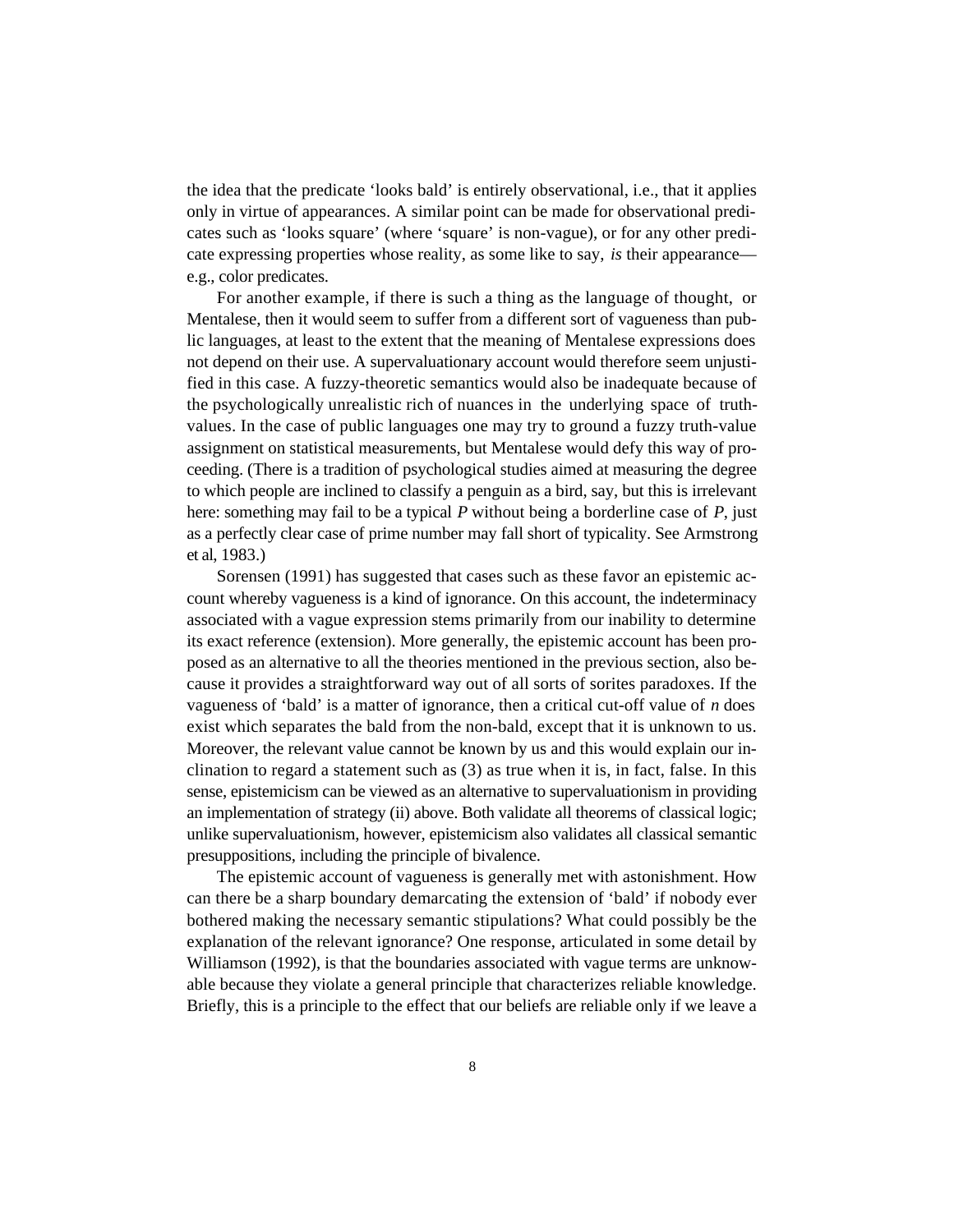the idea that the predicate 'looks bald' is entirely observational, i.e., that it applies only in virtue of appearances. A similar point can be made for observational predicates such as 'looks square' (where 'square' is non-vague), or for any other predicate expressing properties whose reality, as some like to say, *is* their appearance—e.g., color predicates.

For another example, if there is such a thing as the language of thought, or Mentalese, then it would seem to suffer from a different sort of vagueness than public languages, at least to the extent that the meaning of Mentalese expressions does not depend on their use. A supervaluationary account would therefore seem unjustified in this case. A fuzzy-theoretic semantics would also be inadequate because of the psychologically unrealistic rich of nuances in the underlying space of truth-values. In the case of public languages one may try to ground a fuzzy truth-value assignment on statistical measurements, but Mentalese would defy this way of proceeding. (There is a tradition of psychological studies aimed at measuring the degree to which people are inclined to classify a penguin as a bird, say, but this is irrelevant here: something may fail to be a typical *P* without being a borderline case of *P*, just as a perfectly clear case of prime number may fall short of typicality. See Armstrong et al, 1983.)

Sorensen (1991) has suggested that cases such as these favor an epistemic account whereby vagueness is a kind of ignorance. On this account, the indeterminacy associated with a vague expression stems primarily from our inability to determine its exact reference (extension). More generally, the epistemic account has been proposed as an alternative to all the theories mentioned in the previous section, also because it provides a straightforward way out of all sorts of sorites paradoxes. If the vagueness of 'bald' is a matter of ignorance, then a critical cut-off value of *n* does exist which separates the bald from the non-bald, except that it is unknown to us. Moreover, the relevant value cannot be known by us and this would explain our inclination to regard a statement such as (3) as true when it is, in fact, false. In this sense, epistemicism can be viewed as an alternative to supervaluationism in providing an implementation of strategy (ii) above. Both validate all theorems of classical logic; unlike supervaluationism, however, epistemicism also validates all classical semantic presuppositions, including the principle of bivalence.

The epistemic account of vagueness is generally met with astonishment. How can there be a sharp boundary demarcating the extension of 'bald' if nobody ever bothered making the necessary semantic stipulations? What could possibly be the explanation of the relevant ignorance? One response, articulated in some detail by Williamson (1992), is that the boundaries associated with vague terms are unknowable because they violate a general principle that characterizes reliable knowledge. Briefly, this is a principle to the effect that our beliefs are reliable only if we leave a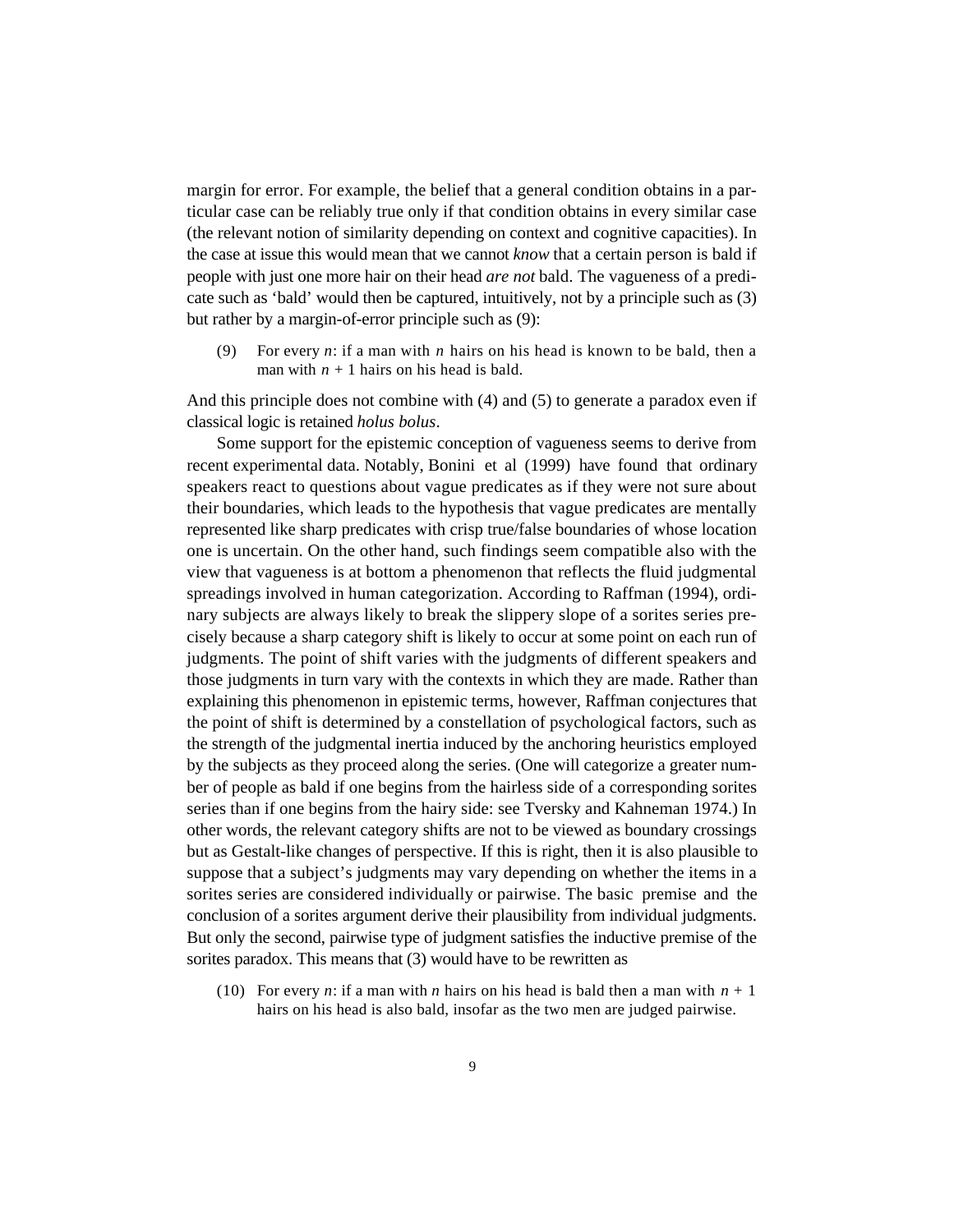margin for error. For example, the belief that a general condition obtains in a particular case can be reliably true only if that condition obtains in every similar case (the relevant notion of similarity depending on context and cognitive capacities). In the case at issue this would mean that we cannot *know* that a certain person is bald if people with just one more hair on their head *are not* bald. The vagueness of a predicate such as 'bald' would then be captured, intuitively, not by a principle such as (3) but rather by a margin-of-error principle such as (9):

(9) For every $n$: if a man with $n$ hairs on his head is known to be bald, then a man with $n + 1$ hairs on his head is bald.

And this principle does not combine with (4) and (5) to generate a paradox even if classical logic is retained *holus bolus*.

Some support for the epistemic conception of vagueness seems to derive from recent experimental data. Notably, Bonini et al (1999) have found that ordinary speakers react to questions about vague predicates as if they were not sure about their boundaries, which leads to the hypothesis that vague predicates are mentally represented like sharp predicates with crisp true/false boundaries of whose location one is uncertain. On the other hand, such findings seem compatible also with the view that vagueness is at bottom a phenomenon that reflects the fluid judgmental spreadings involved in human categorization. According to Raffman (1994), ordinary subjects are always likely to break the slippery slope of a sorites series precisely because a sharp category shift is likely to occur at some point on each run of judgments. The point of shift varies with the judgments of different speakers and those judgments in turn vary with the contexts in which they are made. Rather than explaining this phenomenon in epistemic terms, however, Raffman conjectures that the point of shift is determined by a constellation of psychological factors, such as the strength of the judgmental inertia induced by the anchoring heuristics employed by the subjects as they proceed along the series. (One will categorize a greater number of people as bald if one begins from the hairless side of a corresponding sorites series than if one begins from the hairy side: see Tversky and Kahneman 1974.) In other words, the relevant category shifts are not to be viewed as boundary crossings but as Gestalt-like changes of perspective. If this is right, then it is also plausible to suppose that a subject's judgments may vary depending on whether the items in a sorites series are considered individually or pairwise. The basic premise and the conclusion of a sorites argument derive their plausibility from individual judgments. But only the second, pairwise type of judgment satisfies the inductive premise of the sorites paradox. This means that (3) would have to be rewritten as

(10) For every $n$: if a man with $n$ hairs on his head is bald then a man with $n + 1$ hairs on his head is also bald, insofar as the two men are judged pairwise.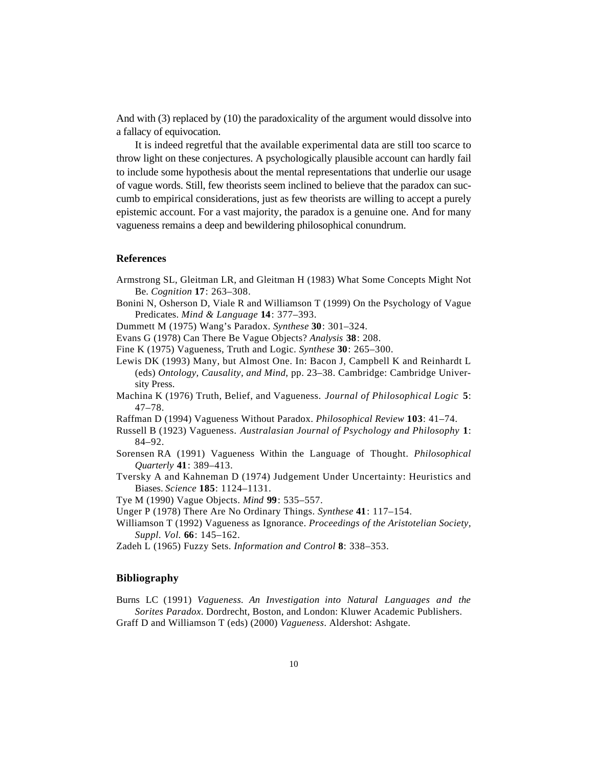And with (3) replaced by (10) the paradoxicality of the argument would dissolve into a fallacy of equivocation.

It is indeed regretful that the available experimental data are still too scarce to throw light on these conjectures. A psychologically plausible account can hardly fail to include some hypothesis about the mental representations that underlie our usage of vague words. Still, few theorists seem inclined to believe that the paradox can succumb to empirical considerations, just as few theorists are willing to accept a purely epistemic account. For a vast majority, the paradox is a genuine one. And for many vagueness remains a deep and bewildering philosophical conundrum.

## References

Armstrong SL, Gleitman LR, and Gleitman H (1983) What Some Concepts Might Not Be. *Cognition* **17**: 263–308.

Bonini N, Osherson D, Viale R and Williamson T (1999) On the Psychology of Vague Predicates. *Mind & Language* **14**: 377–393.

Dummett M (1975) Wang's Paradox. *Synthese* **30**: 301–324.

Evans G (1978) Can There Be Vague Objects? *Analysis* **38**: 208.

Fine K (1975) Vagueness, Truth and Logic. *Synthese* **30**: 265–300.

Lewis DK (1993) Many, but Almost One. In: Bacon J, Campbell K and Reinhardt L (eds) *Ontology, Causality, and Mind*, pp. 23–38. Cambridge: Cambridge University Press.

Machina K (1976) Truth, Belief, and Vagueness. *Journal of Philosophical Logic* **5**: 47–78.

Raffman D (1994) Vagueness Without Paradox. *Philosophical Review* **103**: 41–74.

Russell B (1923) Vagueness. *Australasian Journal of Psychology and Philosophy* **1**: 84–92.

Sorensen RA (1991) Vagueness Within the Language of Thought. *Philosophical Quarterly* **41**: 389–413.

Tversky A and Kahneman D (1974) Judgement Under Uncertainty: Heuristics and Biases. *Science* **185**: 1124–1131.

Tye M (1990) Vague Objects. *Mind* **99**: 535–557.

Unger P (1978) There Are No Ordinary Things. *Synthese* **41**: 117–154.

Williamson T (1992) Vagueness as Ignorance. *Proceedings of the Aristotelian Society, Suppl. Vol.* **66**: 145–162.

Zadeh L (1965) Fuzzy Sets. *Information and Control* **8**: 338–353.

## Bibliography

Burns LC (1991) *Vagueness. An Investigation into Natural Languages and the Sorites Paradox*. Dordrecht, Boston, and London: Kluwer Academic Publishers.

Graff D and Williamson T (eds) (2000) *Vagueness*. Aldershot: Ashgate.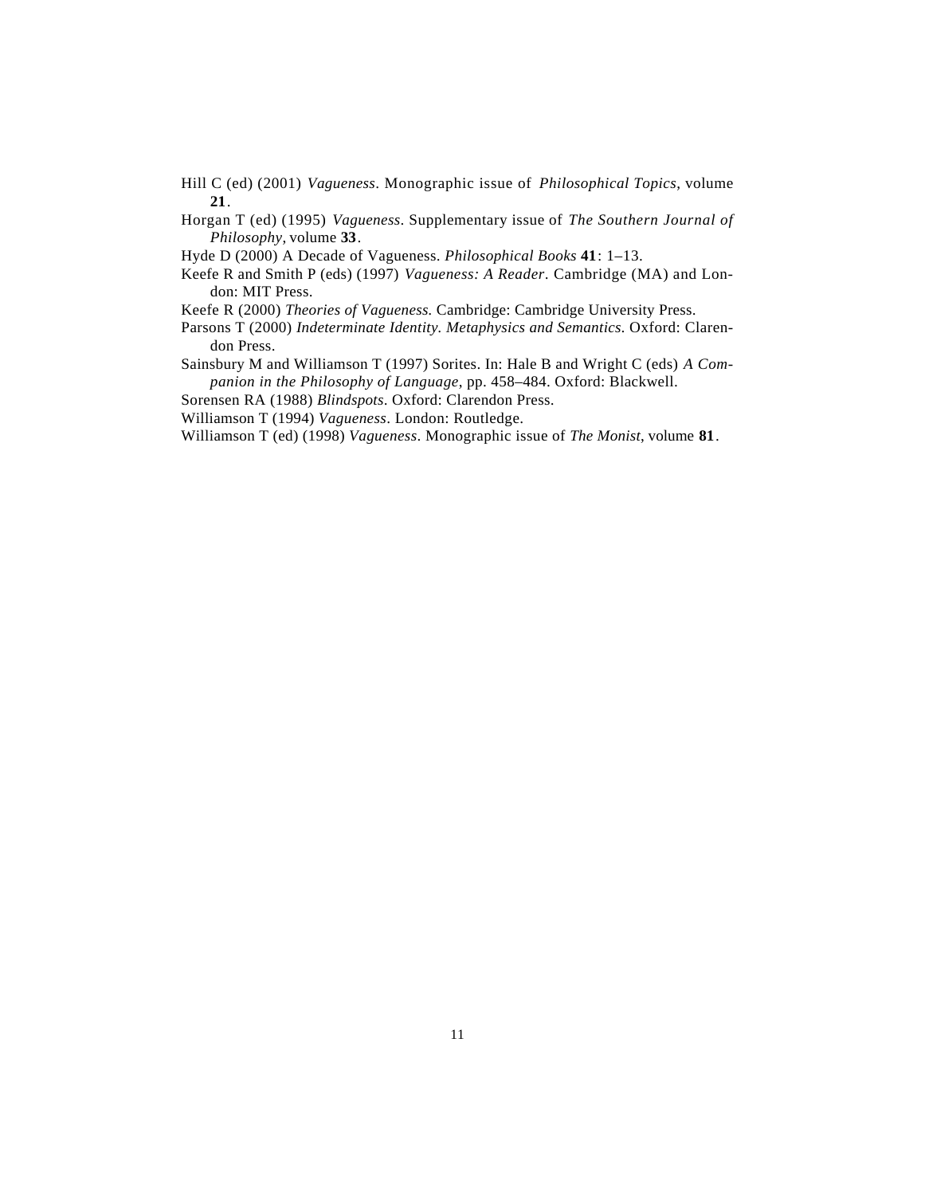Hill C (ed) (2001) *Vagueness*. Monographic issue of *Philosophical Topics*, volume **21**.

Horgan T (ed) (1995) *Vagueness*. Supplementary issue of *The Southern Journal of Philosophy*, volume **33**.

Hyde D (2000) A Decade of Vagueness. *Philosophical Books* **41**: 1–13.

Keefe R and Smith P (eds) (1997) *Vagueness: A Reader*. Cambridge (MA) and London: MIT Press.

Keefe R (2000) *Theories of Vagueness.* Cambridge: Cambridge University Press.

Parsons T (2000) *Indeterminate Identity. Metaphysics and Semantics*. Oxford: Clarendon Press.

Sainsbury M and Williamson T (1997) Sorites. In: Hale B and Wright C (eds) *A Companion in the Philosophy of Language*, pp. 458–484. Oxford: Blackwell.

Sorensen RA (1988) *Blindspots*. Oxford: Clarendon Press.

Williamson T (1994) *Vagueness*. London: Routledge.

Williamson T (ed) (1998) *Vagueness*. Monographic issue of *The Monist*, volume **81**.